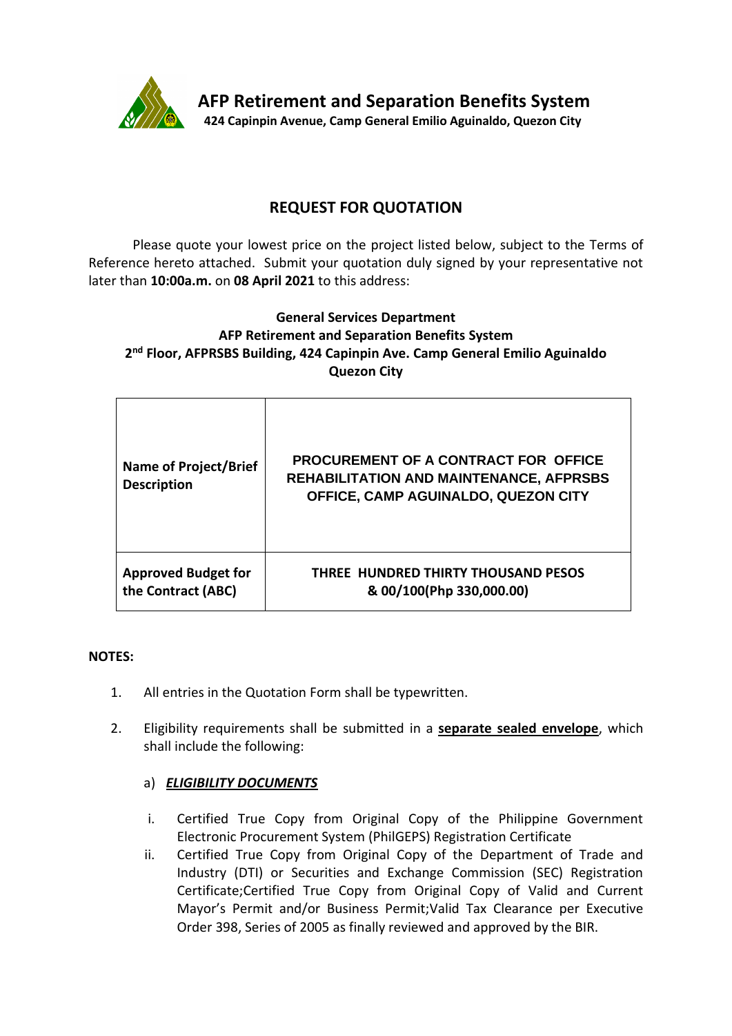# AFP Retirement and Separation Benefits System

**424 Capinpin Avenue, Camp General Emilio Aguinaldo, Quezon City**

## REQUEST FOR QUOTATION

Please quote your lowest price on the project listed below, subject to the Terms of Reference hereto attached. Submit your quotation duly signed by your representative not later than **10:00a.m.** on **08 April 2021** to this address:

**General Services Department**
**AFP Retirement and Separation Benefits System**
**2nd Floor, AFPRSBS Building, 424 Capinpin Ave. Camp General Emilio Aguinaldo**
**Quezon City**

| | |
|---|---|
| **Name of Project/Brief Description** | **PROCUREMENT OF A CONTRACT FOR OFFICE REHABILITATION AND MAINTENANCE, AFPRSBS OFFICE, CAMP AGUINALDO, QUEZON CITY** |
| **Approved Budget for the Contract (ABC)** | **THREE HUNDRED THIRTY THOUSAND PESOS & 00/100(Php 330,000.00)** |

**NOTES:**

1. All entries in the Quotation Form shall be typewritten.

2. Eligibility requirements shall be submitted in a **separate sealed envelope**, which shall include the following:

   a) ***ELIGIBILITY DOCUMENTS***

   i. Certified True Copy from Original Copy of the Philippine Government Electronic Procurement System (PhilGEPS) Registration Certificate

   ii. Certified True Copy from Original Copy of the Department of Trade and Industry (DTI) or Securities and Exchange Commission (SEC) Registration Certificate;Certified True Copy from Original Copy of Valid and Current Mayor's Permit and/or Business Permit;Valid Tax Clearance per Executive Order 398, Series of 2005 as finally reviewed and approved by the BIR.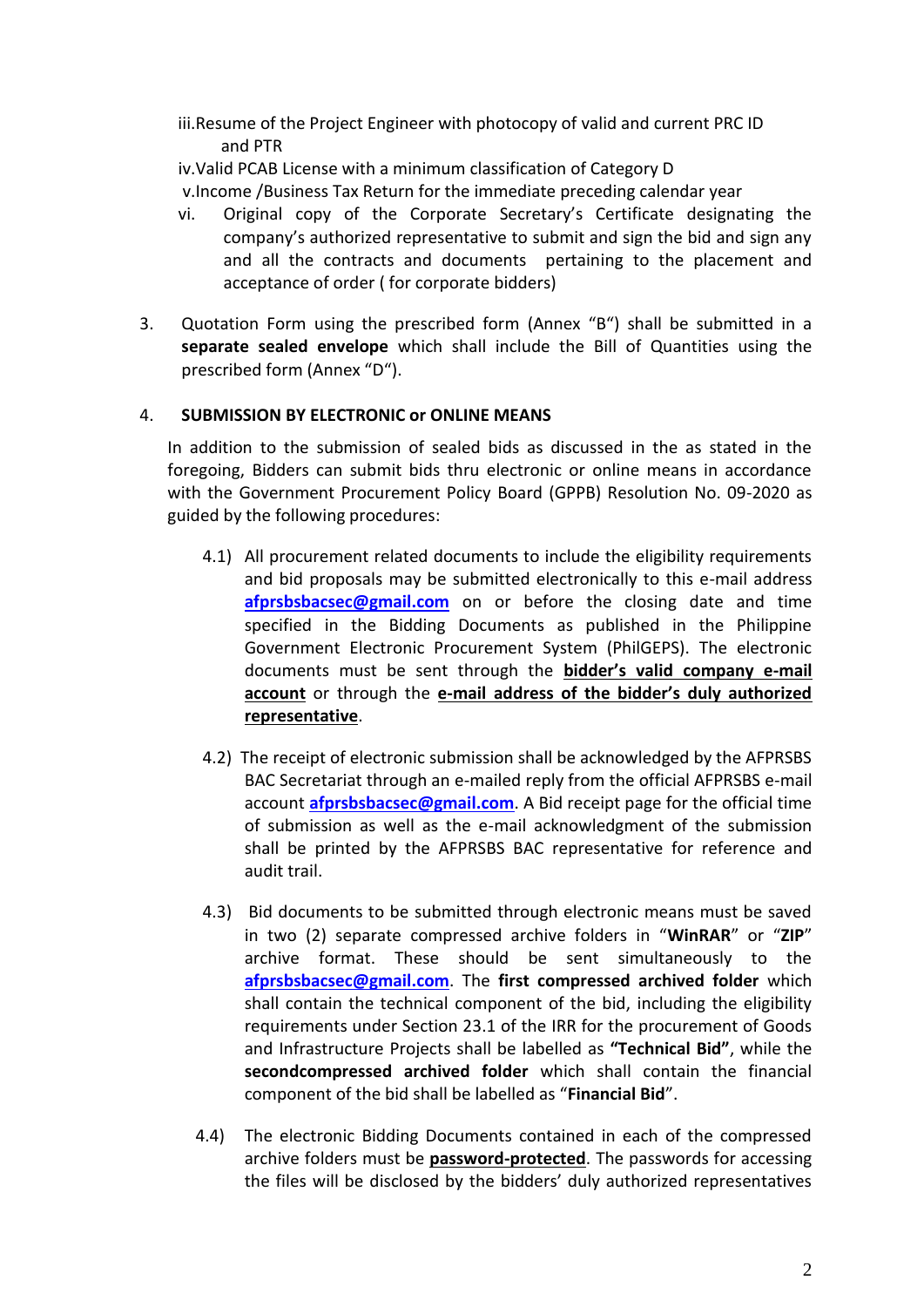iii. Resume of the Project Engineer with photocopy of valid and current PRC ID and PTR

iv. Valid PCAB License with a minimum classification of Category D

v. Income /Business Tax Return for the immediate preceding calendar year

vi. Original copy of the Corporate Secretary's Certificate designating the company's authorized representative to submit and sign the bid and sign any and all the contracts and documents pertaining to the placement and acceptance of order ( for corporate bidders)

3. Quotation Form using the prescribed form (Annex "B") shall be submitted in a **separate sealed envelope** which shall include the Bill of Quantities using the prescribed form (Annex "D").

4. **SUBMISSION BY ELECTRONIC or ONLINE MEANS**

In addition to the submission of sealed bids as discussed in the as stated in the foregoing, Bidders can submit bids thru electronic or online means in accordance with the Government Procurement Policy Board (GPPB) Resolution No. 09-2020 as guided by the following procedures:

4.1) All procurement related documents to include the eligibility requirements and bid proposals may be submitted electronically to this e-mail address **afprsbsbacsec@gmail.com** on or before the closing date and time specified in the Bidding Documents as published in the Philippine Government Electronic Procurement System (PhilGEPS). The electronic documents must be sent through the **bidder's valid company e-mail account** or through the **e-mail address of the bidder's duly authorized representative**.

4.2) The receipt of electronic submission shall be acknowledged by the AFPRSBS BAC Secretariat through an e-mailed reply from the official AFPRSBS e-mail account **afprsbsbacsec@gmail.com**. A Bid receipt page for the official time of submission as well as the e-mail acknowledgment of the submission shall be printed by the AFPRSBS BAC representative for reference and audit trail.

4.3) Bid documents to be submitted through electronic means must be saved in two (2) separate compressed archive folders in "**WinRAR**" or "**ZIP**" archive format. These should be sent simultaneously to the **afprsbsbacsec@gmail.com**. The **first compressed archived folder** which shall contain the technical component of the bid, including the eligibility requirements under Section 23.1 of the IRR for the procurement of Goods and Infrastructure Projects shall be labelled as **"Technical Bid"**, while the **secondcompressed archived folder** which shall contain the financial component of the bid shall be labelled as "**Financial Bid**".

4.4) The electronic Bidding Documents contained in each of the compressed archive folders must be **password-protected**. The passwords for accessing the files will be disclosed by the bidders' duly authorized representatives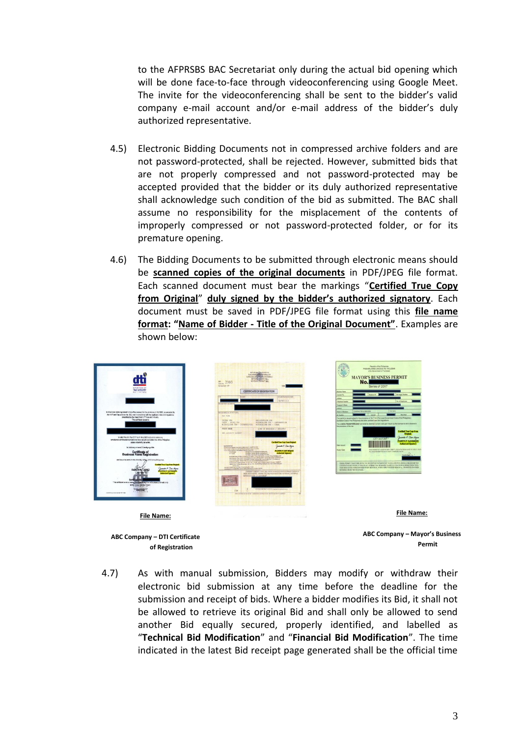to the AFPRSBS BAC Secretariat only during the actual bid opening which will be done face-to-face through videoconferencing using Google Meet. The invite for the videoconferencing shall be sent to the bidder's valid company e-mail account and/or e-mail address of the bidder's duly authorized representative.

4.5) Electronic Bidding Documents not in compressed archive folders and are not password-protected, shall be rejected. However, submitted bids that are not properly compressed and not password-protected may be accepted provided that the bidder or its duly authorized representative shall acknowledge such condition of the bid as submitted. The BAC shall assume no responsibility for the misplacement of the contents of improperly compressed or not password-protected folder, or for its premature opening.

4.6) The Bidding Documents to be submitted through electronic means should be **scanned copies of the original documents** in PDF/JPEG file format. Each scanned document must bear the markings "**Certified True Copy from Original**" **duly signed by the bidder's authorized signatory**. Each document must be saved in PDF/JPEG file format using this **file name format: "Name of Bidder - Title of the Original Document"**. Examples are shown below:

**File Name:**

**ABC Company – DTI Certificate of Registration**

**File Name:**

**ABC Company – Mayor's Business Permit**

4.7) As with manual submission, Bidders may modify or withdraw their electronic bid submission at any time before the deadline for the submission and receipt of bids. Where a bidder modifies its Bid, it shall not be allowed to retrieve its original Bid and shall only be allowed to send another Bid equally secured, properly identified, and labelled as "**Technical Bid Modification**" and "**Financial Bid Modification**". The time indicated in the latest Bid receipt page generated shall be the official time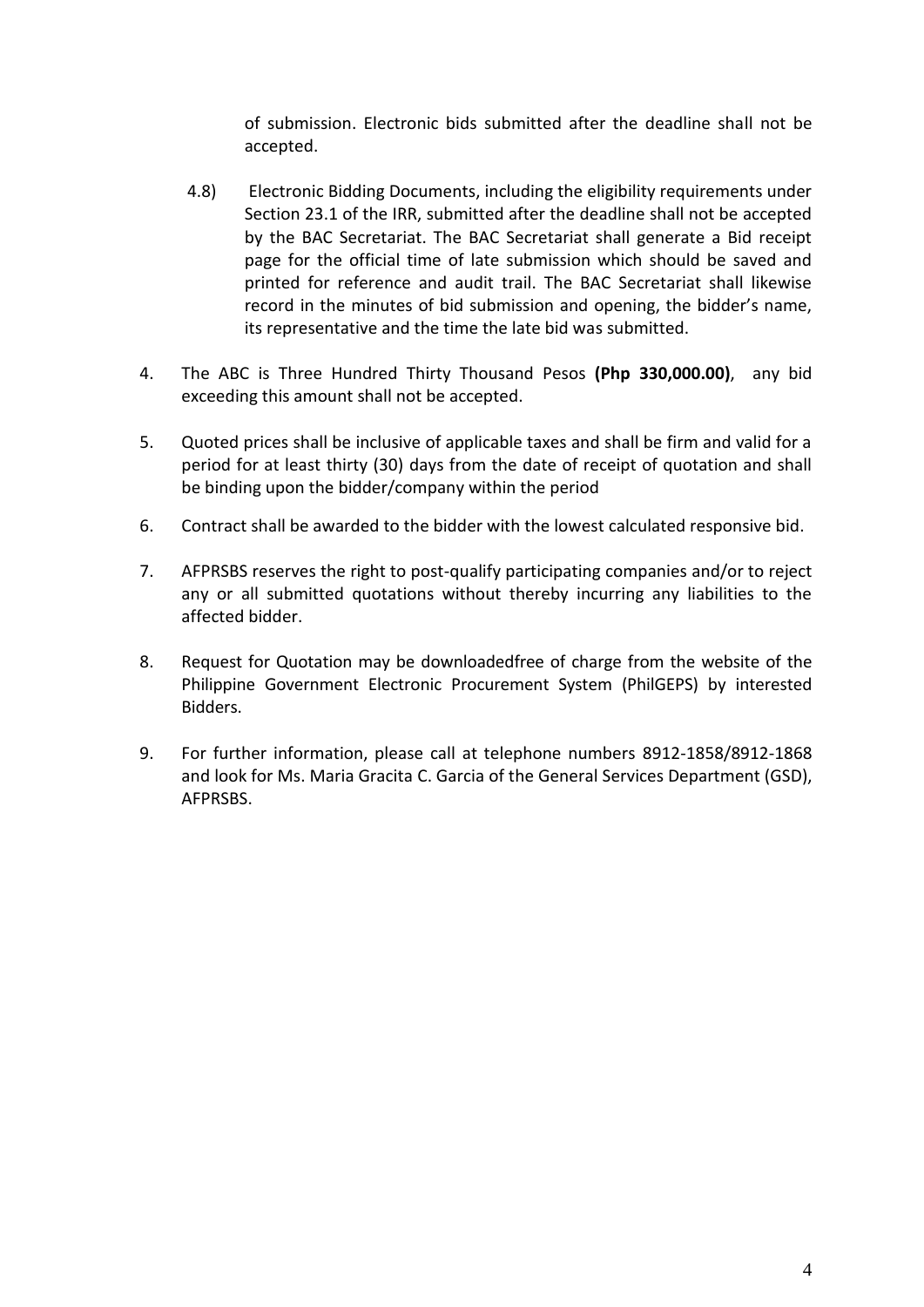of submission. Electronic bids submitted after the deadline shall not be accepted.

4.8) Electronic Bidding Documents, including the eligibility requirements under Section 23.1 of the IRR, submitted after the deadline shall not be accepted by the BAC Secretariat. The BAC Secretariat shall generate a Bid receipt page for the official time of late submission which should be saved and printed for reference and audit trail. The BAC Secretariat shall likewise record in the minutes of bid submission and opening, the bidder's name, its representative and the time the late bid was submitted.

4. The ABC is Three Hundred Thirty Thousand Pesos **(Php 330,000.00)**, any bid exceeding this amount shall not be accepted.

5. Quoted prices shall be inclusive of applicable taxes and shall be firm and valid for a period for at least thirty (30) days from the date of receipt of quotation and shall be binding upon the bidder/company within the period

6. Contract shall be awarded to the bidder with the lowest calculated responsive bid.

7. AFPRSBS reserves the right to post-qualify participating companies and/or to reject any or all submitted quotations without thereby incurring any liabilities to the affected bidder.

8. Request for Quotation may be downloadedfree of charge from the website of the Philippine Government Electronic Procurement System (PhilGEPS) by interested Bidders.

9. For further information, please call at telephone numbers 8912-1858/8912-1868 and look for Ms. Maria Gracita C. Garcia of the General Services Department (GSD), AFPRSBS.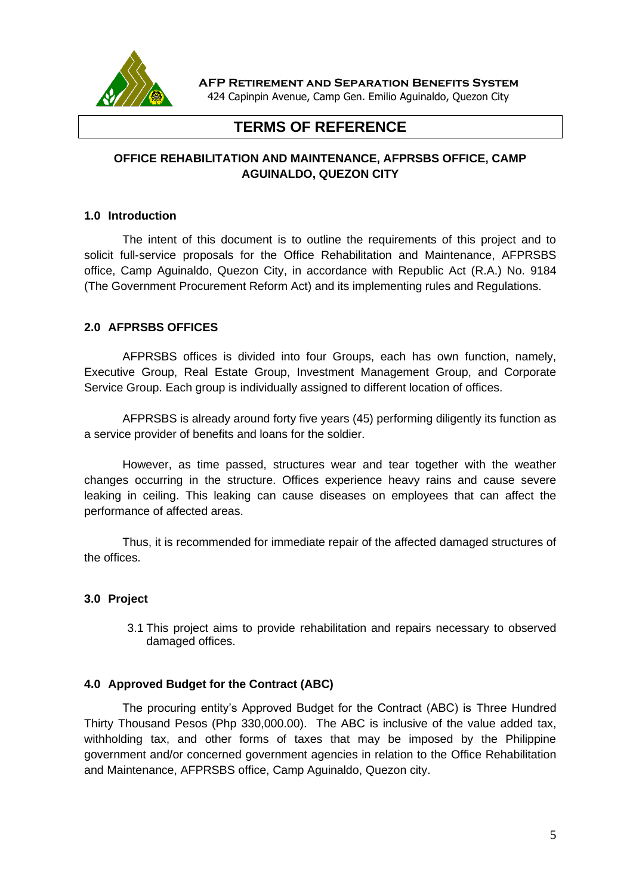**AFP Retirement and Separation Benefits System**
424 Capinpin Avenue, Camp Gen. Emilio Aguinaldo, Quezon City

# TERMS OF REFERENCE

## OFFICE REHABILITATION AND MAINTENANCE, AFPRSBS OFFICE, CAMP AGUINALDO, QUEZON CITY

### 1.0 Introduction

The intent of this document is to outline the requirements of this project and to solicit full-service proposals for the Office Rehabilitation and Maintenance, AFPRSBS office, Camp Aguinaldo, Quezon City, in accordance with Republic Act (R.A.) No. 9184 (The Government Procurement Reform Act) and its implementing rules and Regulations.

### 2.0 AFPRSBS OFFICES

AFPRSBS offices is divided into four Groups, each has own function, namely, Executive Group, Real Estate Group, Investment Management Group, and Corporate Service Group. Each group is individually assigned to different location of offices.

AFPRSBS is already around forty five years (45) performing diligently its function as a service provider of benefits and loans for the soldier.

However, as time passed, structures wear and tear together with the weather changes occurring in the structure. Offices experience heavy rains and cause severe leaking in ceiling. This leaking can cause diseases on employees that can affect the performance of affected areas.

Thus, it is recommended for immediate repair of the affected damaged structures of the offices.

### 3.0 Project

3.1 This project aims to provide rehabilitation and repairs necessary to observed damaged offices.

### 4.0 Approved Budget for the Contract (ABC)

The procuring entity's Approved Budget for the Contract (ABC) is Three Hundred Thirty Thousand Pesos (Php 330,000.00). The ABC is inclusive of the value added tax, withholding tax, and other forms of taxes that may be imposed by the Philippine government and/or concerned government agencies in relation to the Office Rehabilitation and Maintenance, AFPRSBS office, Camp Aguinaldo, Quezon city.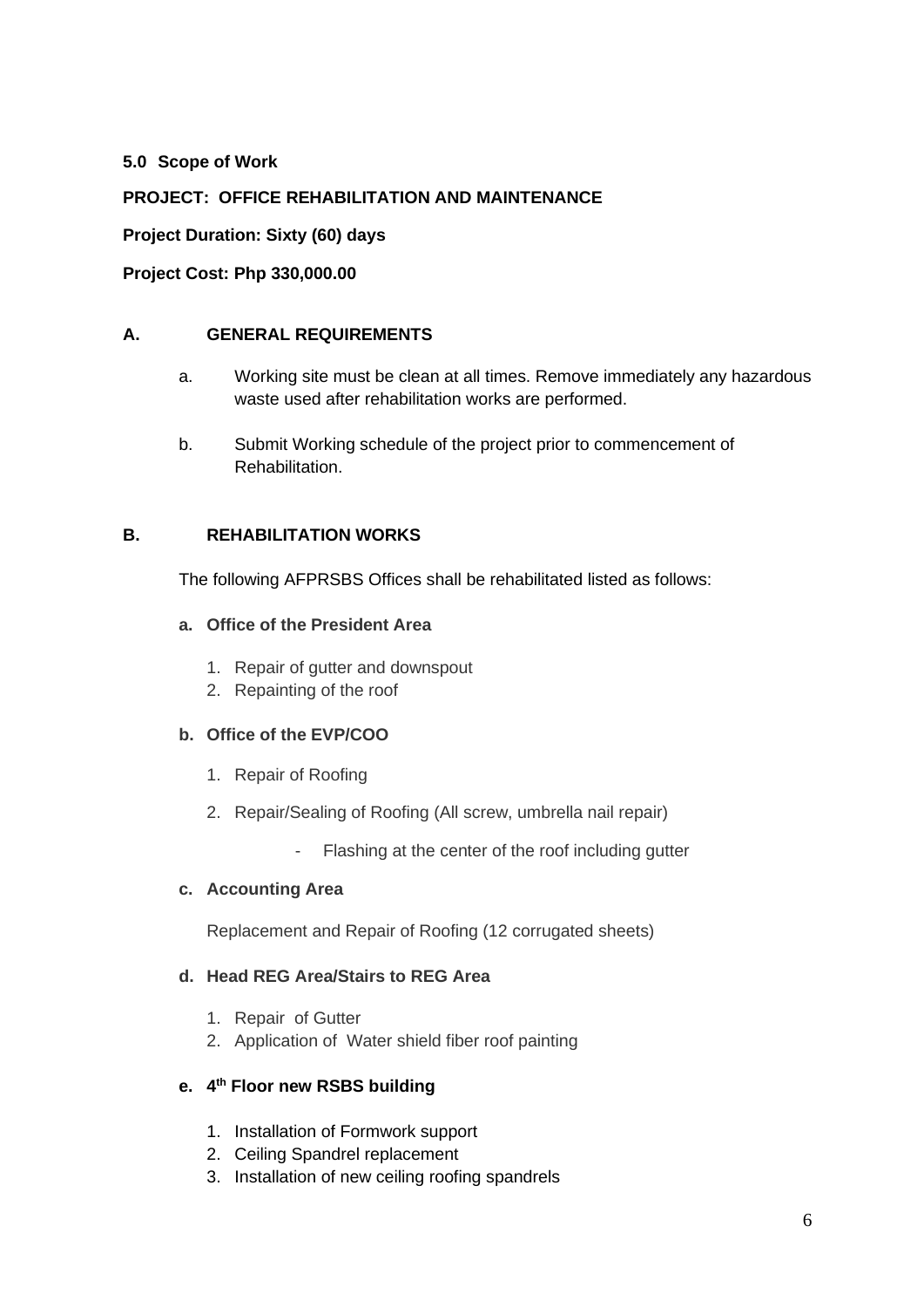**5.0 Scope of Work**

**PROJECT: OFFICE REHABILITATION AND MAINTENANCE**

**Project Duration: Sixty (60) days**

**Project Cost: Php 330,000.00**

**A. GENERAL REQUIREMENTS**

a. Working site must be clean at all times. Remove immediately any hazardous waste used after rehabilitation works are performed.

b. Submit Working schedule of the project prior to commencement of Rehabilitation.

**B. REHABILITATION WORKS**

The following AFPRSBS Offices shall be rehabilitated listed as follows:

**a. Office of the President Area**

1. Repair of gutter and downspout
2. Repainting of the roof

**b. Office of the EVP/COO**

1. Repair of Roofing
2. Repair/Sealing of Roofing (All screw, umbrella nail repair)
   - Flashing at the center of the roof including gutter

**c. Accounting Area**

Replacement and Repair of Roofing (12 corrugated sheets)

**d. Head REG Area/Stairs to REG Area**

1. Repair of Gutter
2. Application of Water shield fiber roof painting

**e. 4th Floor new RSBS building**

1. Installation of Formwork support
2. Ceiling Spandrel replacement
3. Installation of new ceiling roofing spandrels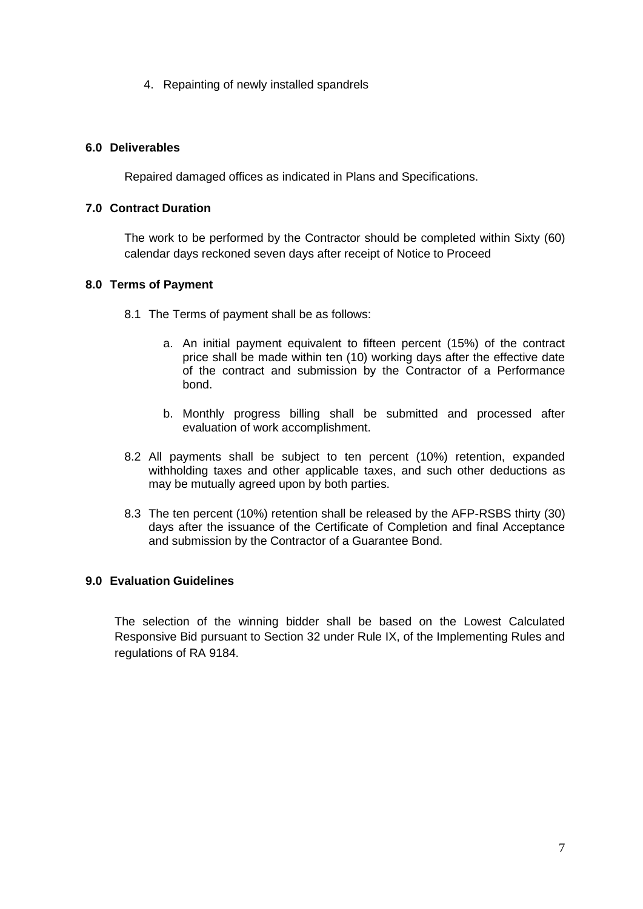4. Repainting of newly installed spandrels

## 6.0 Deliverables

Repaired damaged offices as indicated in Plans and Specifications.

## 7.0 Contract Duration

The work to be performed by the Contractor should be completed within Sixty (60) calendar days reckoned seven days after receipt of Notice to Proceed

## 8.0 Terms of Payment

8.1 The Terms of payment shall be as follows:

   a. An initial payment equivalent to fifteen percent (15%) of the contract price shall be made within ten (10) working days after the effective date of the contract and submission by the Contractor of a Performance bond.

   b. Monthly progress billing shall be submitted and processed after evaluation of work accomplishment.

8.2 All payments shall be subject to ten percent (10%) retention, expanded withholding taxes and other applicable taxes, and such other deductions as may be mutually agreed upon by both parties.

8.3 The ten percent (10%) retention shall be released by the AFP-RSBS thirty (30) days after the issuance of the Certificate of Completion and final Acceptance and submission by the Contractor of a Guarantee Bond.

## 9.0 Evaluation Guidelines

The selection of the winning bidder shall be based on the Lowest Calculated Responsive Bid pursuant to Section 32 under Rule IX, of the Implementing Rules and regulations of RA 9184.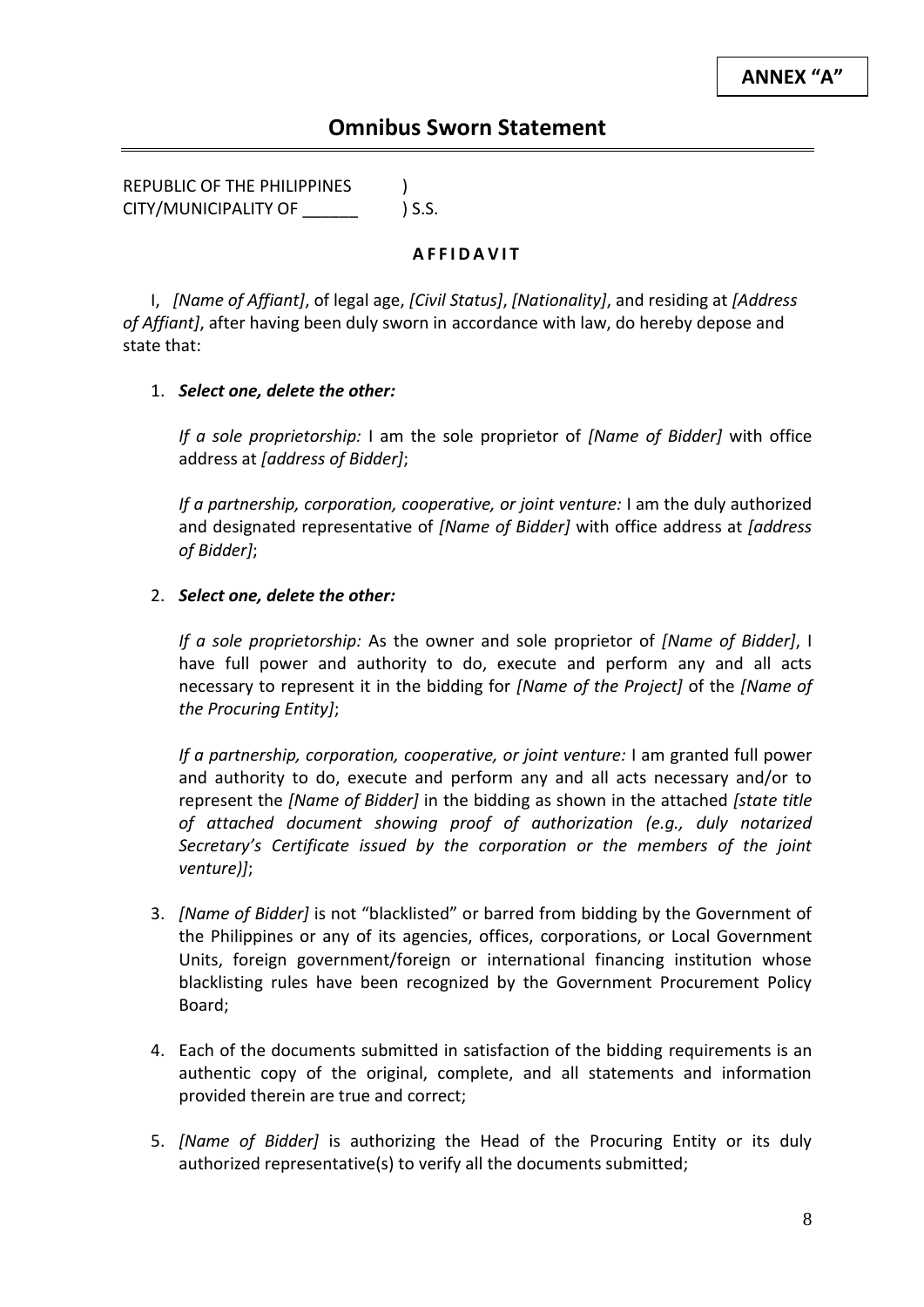**ANNEX "A"**

## Omnibus Sworn Statement

REPUBLIC OF THE PHILIPPINES )
CITY/MUNICIPALITY OF ______ ) S.S.

**A F F I D A V I T**

I, *[Name of Affiant]*, of legal age, *[Civil Status]*, *[Nationality]*, and residing at *[Address of Affiant]*, after having been duly sworn in accordance with law, do hereby depose and state that:

1. ***Select one, delete the other:***

   *If a sole proprietorship:* I am the sole proprietor of *[Name of Bidder]* with office address at *[address of Bidder]*;

   *If a partnership, corporation, cooperative, or joint venture:* I am the duly authorized and designated representative of *[Name of Bidder]* with office address at *[address of Bidder]*;

2. ***Select one, delete the other:***

   *If a sole proprietorship:* As the owner and sole proprietor of *[Name of Bidder]*, I have full power and authority to do, execute and perform any and all acts necessary to represent it in the bidding for *[Name of the Project]* of the *[Name of the Procuring Entity]*;

   *If a partnership, corporation, cooperative, or joint venture:* I am granted full power and authority to do, execute and perform any and all acts necessary and/or to represent the *[Name of Bidder]* in the bidding as shown in the attached *[state title of attached document showing proof of authorization (e.g., duly notarized Secretary's Certificate issued by the corporation or the members of the joint venture)]*;

3. *[Name of Bidder]* is not "blacklisted" or barred from bidding by the Government of the Philippines or any of its agencies, offices, corporations, or Local Government Units, foreign government/foreign or international financing institution whose blacklisting rules have been recognized by the Government Procurement Policy Board;

4. Each of the documents submitted in satisfaction of the bidding requirements is an authentic copy of the original, complete, and all statements and information provided therein are true and correct;

5. *[Name of Bidder]* is authorizing the Head of the Procuring Entity or its duly authorized representative(s) to verify all the documents submitted;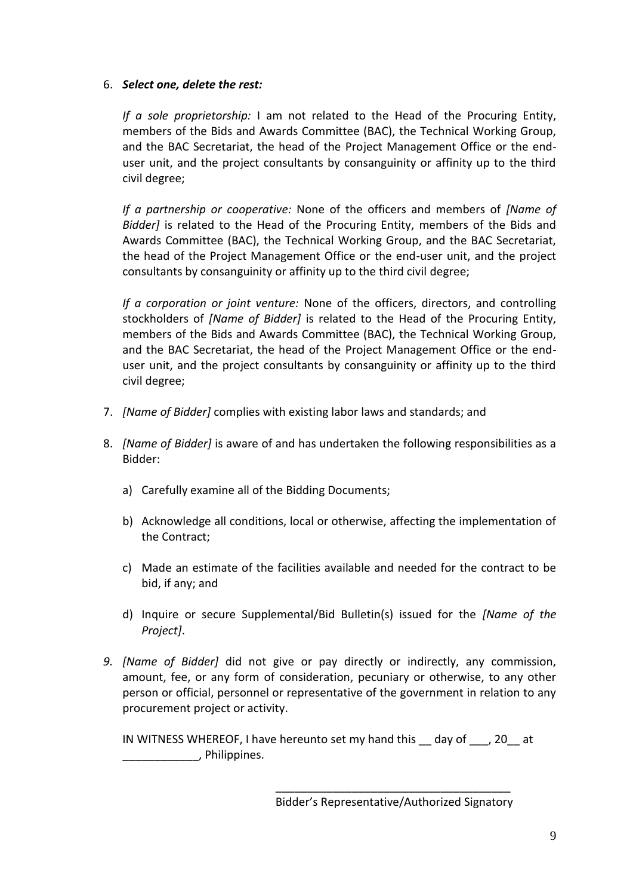6. ***Select one, delete the rest:***

   *If a sole proprietorship:* I am not related to the Head of the Procuring Entity, members of the Bids and Awards Committee (BAC), the Technical Working Group, and the BAC Secretariat, the head of the Project Management Office or the end-user unit, and the project consultants by consanguinity or affinity up to the third civil degree;

   *If a partnership or cooperative:* None of the officers and members of *[Name of Bidder]* is related to the Head of the Procuring Entity, members of the Bids and Awards Committee (BAC), the Technical Working Group, and the BAC Secretariat, the head of the Project Management Office or the end-user unit, and the project consultants by consanguinity or affinity up to the third civil degree;

   *If a corporation or joint venture:* None of the officers, directors, and controlling stockholders of *[Name of Bidder]* is related to the Head of the Procuring Entity, members of the Bids and Awards Committee (BAC), the Technical Working Group, and the BAC Secretariat, the head of the Project Management Office or the end-user unit, and the project consultants by consanguinity or affinity up to the third civil degree;

7. *[Name of Bidder]* complies with existing labor laws and standards; and

8. *[Name of Bidder]* is aware of and has undertaken the following responsibilities as a Bidder:

   a) Carefully examine all of the Bidding Documents;

   b) Acknowledge all conditions, local or otherwise, affecting the implementation of the Contract;

   c) Made an estimate of the facilities available and needed for the contract to be bid, if any; and

   d) Inquire or secure Supplemental/Bid Bulletin(s) issued for the *[Name of the Project]*.

9. *[Name of Bidder]* did not give or pay directly or indirectly, any commission, amount, fee, or any form of consideration, pecuniary or otherwise, to any other person or official, personnel or representative of the government in relation to any procurement project or activity.

IN WITNESS WHEREOF, I have hereunto set my hand this __ day of ___, 20__ at ____________, Philippines.

_______________________________________
Bidder's Representative/Authorized Signatory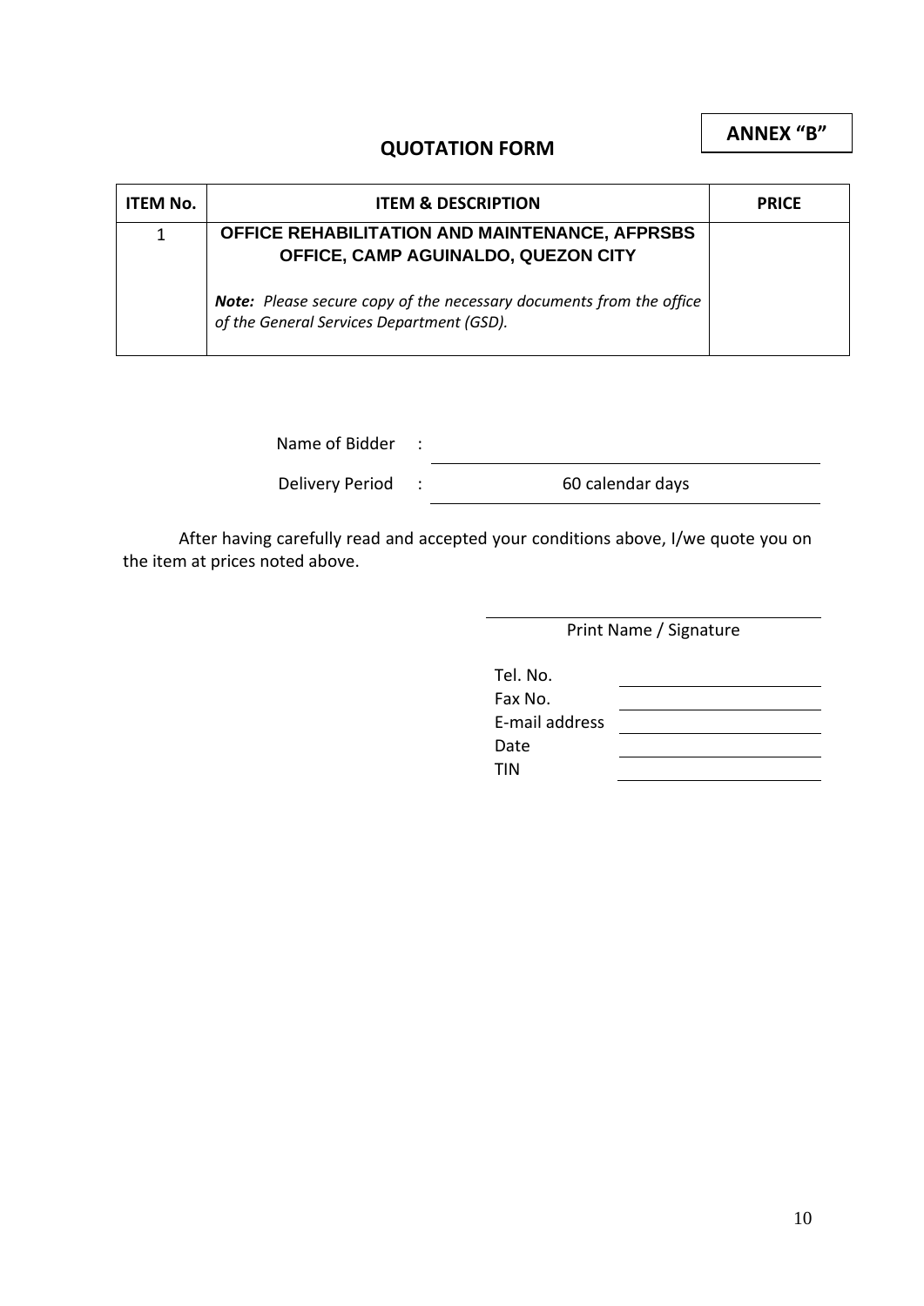**ANNEX "B"**

## QUOTATION FORM

| ITEM No. | ITEM & DESCRIPTION | PRICE |
|---|---|---|
| 1 | **OFFICE REHABILITATION AND MAINTENANCE, AFPRSBS OFFICE, CAMP AGUINALDO, QUEZON CITY**<br><br>***Note:*** *Please secure copy of the necessary documents from the office of the General Services Department (GSD).* | |

Name of Bidder : ______________________________

Delivery Period : 60 calendar days

After having carefully read and accepted your conditions above, I/we quote you on the item at prices noted above.

______________________________
Print Name / Signature

Tel. No. ______________

Fax No. ______________

E-mail address ______________

Date ______________

TIN ______________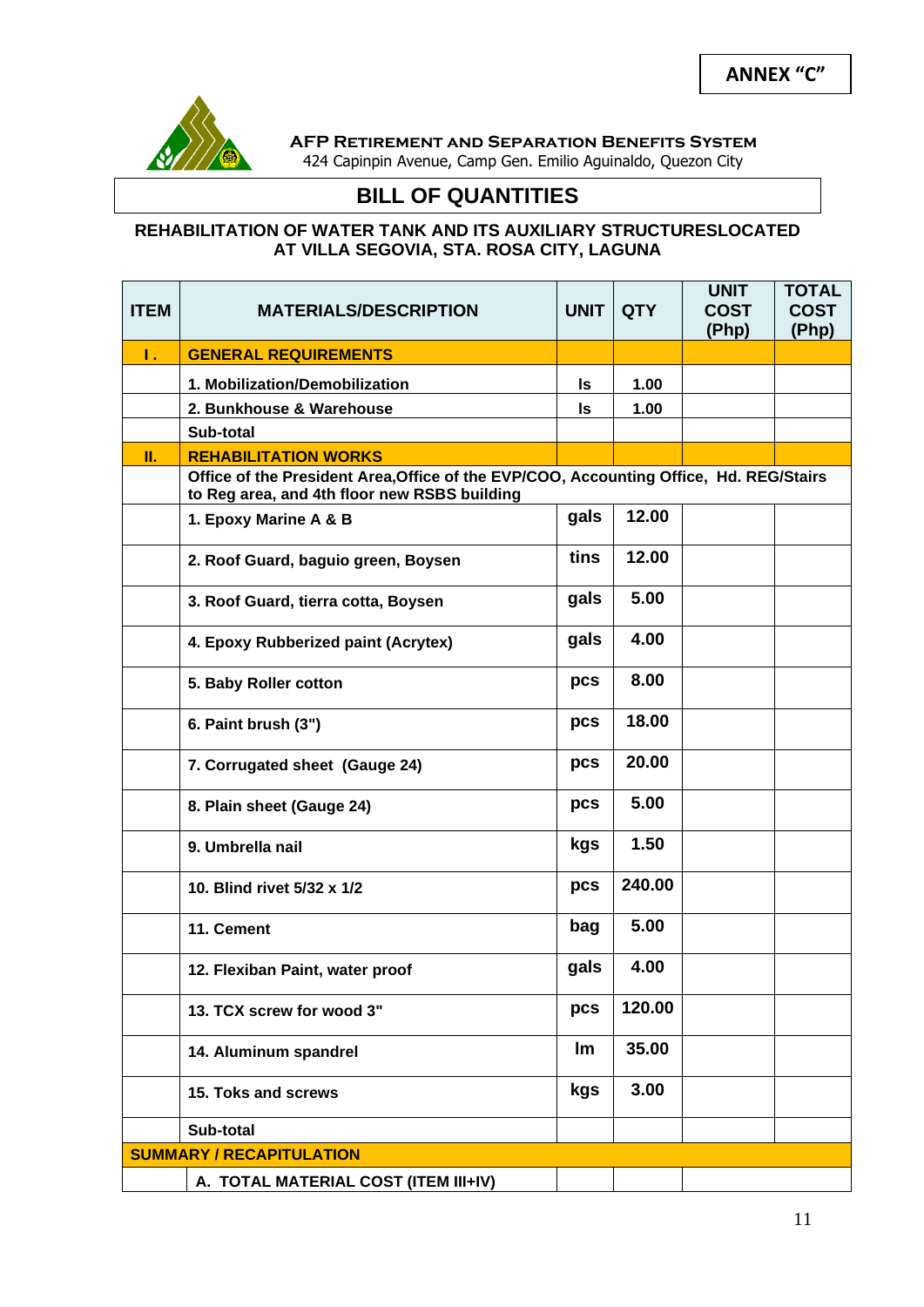**ANNEX "C"**

**AFP RETIREMENT AND SEPARATION BENEFITS SYSTEM**
424 Capinpin Avenue, Camp Gen. Emilio Aguinaldo, Quezon City

# BILL OF QUANTITIES

## REHABILITATION OF WATER TANK AND ITS AUXILIARY STRUCTURESLOCATED AT VILLA SEGOVIA, STA. ROSA CITY, LAGUNA

| ITEM | MATERIALS/DESCRIPTION | UNIT | QTY | UNIT COST (Php) | TOTAL COST (Php) |
|---|---|---|---|---|---|
| **I .** | **GENERAL REQUIREMENTS** | | | | |
| | 1. Mobilization/Demobilization | ls | 1.00 | | |
| | 2. Bunkhouse & Warehouse | ls | 1.00 | | |
| | Sub-total | | | | |
| **II.** | **REHABILITATION WORKS** | | | | |
| | Office of the President Area,Office of the EVP/COO, Accounting Office, Hd. REG/Stairs to Reg area, and 4th floor new RSBS building | | | | |
| | 1. Epoxy Marine A & B | gals | 12.00 | | |
| | 2. Roof Guard, baguio green, Boysen | tins | 12.00 | | |
| | 3. Roof Guard, tierra cotta, Boysen | gals | 5.00 | | |
| | 4. Epoxy Rubberized paint (Acrytex) | gals | 4.00 | | |
| | 5. Baby Roller cotton | pcs | 8.00 | | |
| | 6. Paint brush (3") | pcs | 18.00 | | |
| | 7. Corrugated sheet (Gauge 24) | pcs | 20.00 | | |
| | 8. Plain sheet (Gauge 24) | pcs | 5.00 | | |
| | 9. Umbrella nail | kgs | 1.50 | | |
| | 10. Blind rivet 5/32 x 1/2 | pcs | 240.00 | | |
| | 11. Cement | bag | 5.00 | | |
| | 12. Flexiban Paint, water proof | gals | 4.00 | | |
| | 13. TCX screw for wood 3" | pcs | 120.00 | | |
| | 14. Aluminum spandrel | lm | 35.00 | | |
| | 15. Toks and screws | kgs | 3.00 | | |
| | Sub-total | | | | |
| **SUMMARY / RECAPITULATION** | | | | | |
| | A. TOTAL MATERIAL COST (ITEM III+IV) | | | | |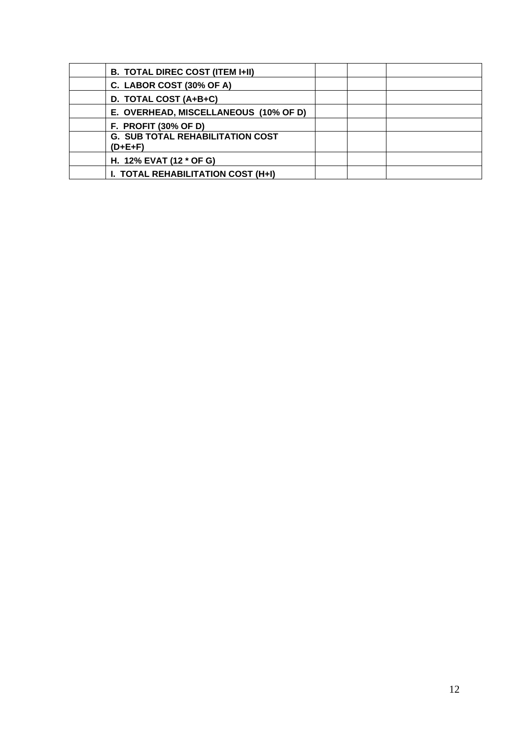| | | | | |
|---|---|---|---|---|
| | **B. TOTAL DIREC COST (ITEM I+II)** | | | |
| | **C. LABOR COST (30% OF A)** | | | |
| | **D. TOTAL COST (A+B+C)** | | | |
| | **E. OVERHEAD, MISCELLANEOUS (10% OF D)** | | | |
| | **F. PROFIT (30% OF D)** | | | |
| | **G. SUB TOTAL REHABILITATION COST (D+E+F)** | | | |
| | **H. 12% EVAT (12 * OF G)** | | | |
| | **I. TOTAL REHABILITATION COST (H+I)** | | | |